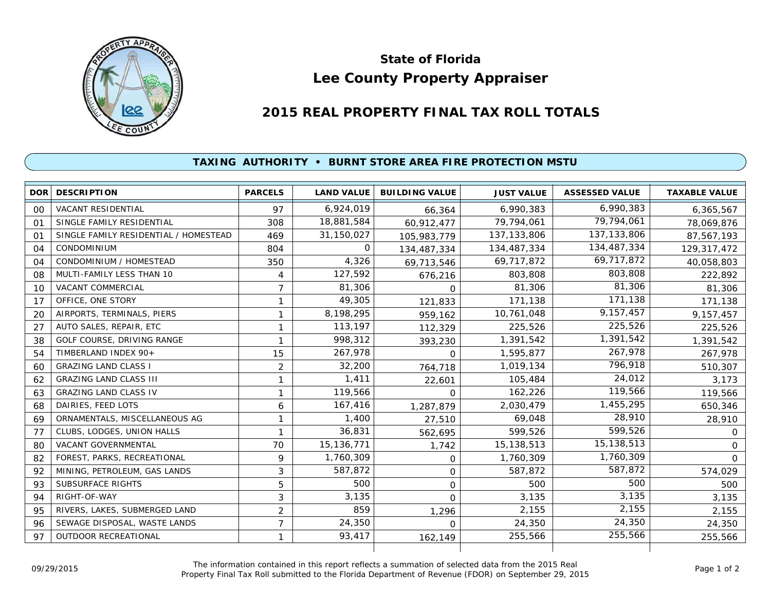# State of Florida
# Lee County Property Appraiser

## 2015 REAL PROPERTY FINAL TAX ROLL TOTALS

### TAXING AUTHORITY • BURNT STORE AREA FIRE PROTECTION MSTU

| DOR | DESCRIPTION | PARCELS | LAND VALUE | BUILDING VALUE | JUST VALUE | ASSESSED VALUE | TAXABLE VALUE |
|---|---|---|---|---|---|---|---|
| 00 | VACANT RESIDENTIAL | 97 | 6,924,019 | 66,364 | 6,990,383 | 6,990,383 | 6,365,567 |
| 01 | SINGLE FAMILY RESIDENTIAL | 308 | 18,881,584 | 60,912,477 | 79,794,061 | 79,794,061 | 78,069,876 |
| 01 | SINGLE FAMILY RESIDENTIAL / HOMESTEAD | 469 | 31,150,027 | 105,983,779 | 137,133,806 | 137,133,806 | 87,567,193 |
| 04 | CONDOMINIUM | 804 | 0 | 134,487,334 | 134,487,334 | 134,487,334 | 129,317,472 |
| 04 | CONDOMINIUM / HOMESTEAD | 350 | 4,326 | 69,713,546 | 69,717,872 | 69,717,872 | 40,058,803 |
| 08 | MULTI-FAMILY LESS THAN 10 | 4 | 127,592 | 676,216 | 803,808 | 803,808 | 222,892 |
| 10 | VACANT COMMERCIAL | 7 | 81,306 | 0 | 81,306 | 81,306 | 81,306 |
| 17 | OFFICE, ONE STORY | 1 | 49,305 | 121,833 | 171,138 | 171,138 | 171,138 |
| 20 | AIRPORTS, TERMINALS, PIERS | 1 | 8,198,295 | 959,162 | 10,761,048 | 9,157,457 | 9,157,457 |
| 27 | AUTO SALES, REPAIR, ETC | 1 | 113,197 | 112,329 | 225,526 | 225,526 | 225,526 |
| 38 | GOLF COURSE, DRIVING RANGE | 1 | 998,312 | 393,230 | 1,391,542 | 1,391,542 | 1,391,542 |
| 54 | TIMBERLAND INDEX 90+ | 15 | 267,978 | 0 | 1,595,877 | 267,978 | 267,978 |
| 60 | GRAZING LAND CLASS I | 2 | 32,200 | 764,718 | 1,019,134 | 796,918 | 510,307 |
| 62 | GRAZING LAND CLASS III | 1 | 1,411 | 22,601 | 105,484 | 24,012 | 3,173 |
| 63 | GRAZING LAND CLASS IV | 1 | 119,566 | 0 | 162,226 | 119,566 | 119,566 |
| 68 | DAIRIES, FEED LOTS | 6 | 167,416 | 1,287,879 | 2,030,479 | 1,455,295 | 650,346 |
| 69 | ORNAMENTALS, MISCELLANEOUS AG | 1 | 1,400 | 27,510 | 69,048 | 28,910 | 28,910 |
| 77 | CLUBS, LODGES, UNION HALLS | 1 | 36,831 | 562,695 | 599,526 | 599,526 | 0 |
| 80 | VACANT GOVERNMENTAL | 70 | 15,136,771 | 1,742 | 15,138,513 | 15,138,513 | 0 |
| 82 | FOREST, PARKS, RECREATIONAL | 9 | 1,760,309 | 0 | 1,760,309 | 1,760,309 | 0 |
| 92 | MINING, PETROLEUM, GAS LANDS | 3 | 587,872 | 0 | 587,872 | 587,872 | 574,029 |
| 93 | SUBSURFACE RIGHTS | 5 | 500 | 0 | 500 | 500 | 500 |
| 94 | RIGHT-OF-WAY | 3 | 3,135 | 0 | 3,135 | 3,135 | 3,135 |
| 95 | RIVERS, LAKES, SUBMERGED LAND | 2 | 859 | 1,296 | 2,155 | 2,155 | 2,155 |
| 96 | SEWAGE DISPOSAL, WASTE LANDS | 7 | 24,350 | 0 | 24,350 | 24,350 | 24,350 |
| 97 | OUTDOOR RECREATIONAL | 1 | 93,417 | 162,149 | 255,566 | 255,566 | 255,566 |

09/29/2015

The information contained in this report reflects a summation of selected data from the 2015 Real Property Final Tax Roll submitted to the Florida Department of Revenue (FDOR) on September 29, 2015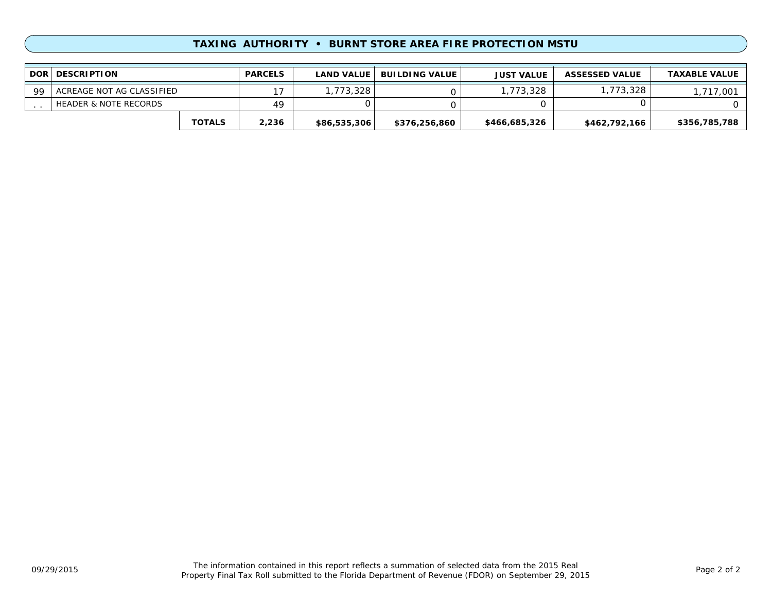## TAXING AUTHORITY • BURNT STORE AREA FIRE PROTECTION MSTU

| DOR | DESCRIPTION | | PARCELS | LAND VALUE | BUILDING VALUE | JUST VALUE | ASSESSED VALUE | TAXABLE VALUE |
|---|---|---|---|---|---|---|---|---|
| 99 | ACREAGE NOT AG CLASSIFIED | | 17 | 1,773,328 | 0 | 1,773,328 | 1,773,328 | 1,717,001 |
| . . | HEADER & NOTE RECORDS | | 49 | 0 | 0 | 0 | 0 | 0 |
| | | **TOTALS** | **2,236** | **$86,535,306** | **$376,256,860** | **$466,685,326** | **$462,792,166** | **$356,785,788** |

09/29/2015

*The information contained in this report reflects a summation of selected data from the 2015 Real Property Final Tax Roll submitted to the Florida Department of Revenue (FDOR) on September 29, 2015*